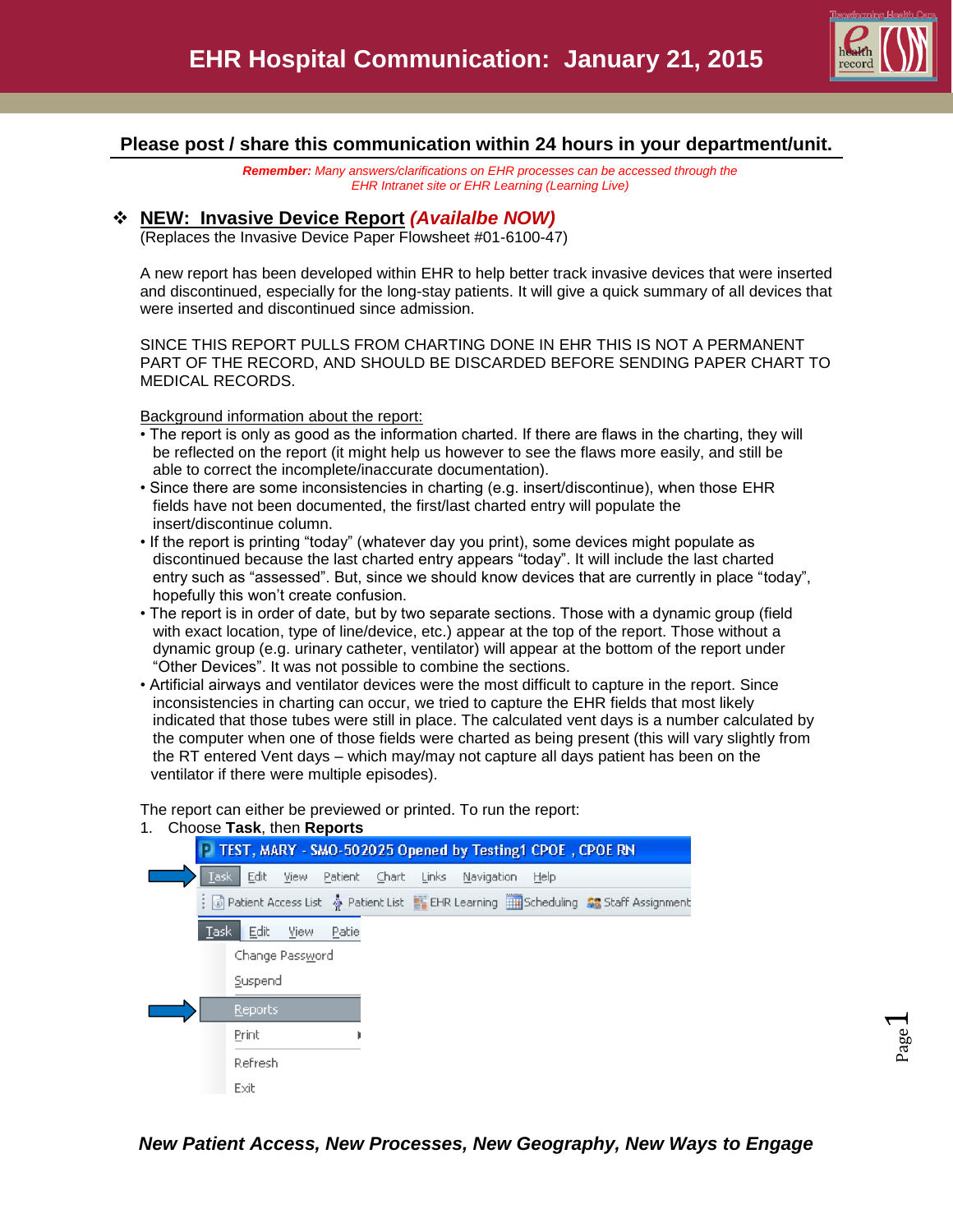# EHR Hospital Communication: January 21, 2015

**Please post / share this communication within 24 hours in your department/unit.**

***Remember:** Many answers/clarifications on EHR processes can be accessed through the EHR Intranet site or EHR Learning (Learning Live)*

## ❖ NEW: Invasive Device Report *(Availalbe NOW)*

(Replaces the Invasive Device Paper Flowsheet #01-6100-47)

A new report has been developed within EHR to help better track invasive devices that were inserted and discontinued, especially for the long-stay patients. It will give a quick summary of all devices that were inserted and discontinued since admission.

SINCE THIS REPORT PULLS FROM CHARTING DONE IN EHR THIS IS NOT A PERMANENT PART OF THE RECORD, AND SHOULD BE DISCARDED BEFORE SENDING PAPER CHART TO MEDICAL RECORDS.

Background information about the report:

- The report is only as good as the information charted. If there are flaws in the charting, they will be reflected on the report (it might help us however to see the flaws more easily, and still be able to correct the incomplete/inaccurate documentation).
- Since there are some inconsistencies in charting (e.g. insert/discontinue), when those EHR fields have not been documented, the first/last charted entry will populate the insert/discontinue column.
- If the report is printing "today" (whatever day you print), some devices might populate as discontinued because the last charted entry appears "today". It will include the last charted entry such as "assessed". But, since we should know devices that are currently in place "today", hopefully this won't create confusion.
- The report is in order of date, but by two separate sections. Those with a dynamic group (field with exact location, type of line/device, etc.) appear at the top of the report. Those without a dynamic group (e.g. urinary catheter, ventilator) will appear at the bottom of the report under "Other Devices". It was not possible to combine the sections.
- Artificial airways and ventilator devices were the most difficult to capture in the report. Since inconsistencies in charting can occur, we tried to capture the EHR fields that most likely indicated that those tubes were still in place. The calculated vent days is a number calculated by the computer when one of those fields were charted as being present (this will vary slightly from the RT entered Vent days – which may/may not capture all days patient has been on the ventilator if there were multiple episodes).

The report can either be previewed or printed. To run the report:

1. Choose **Task**, then **Reports**

*New Patient Access, New Processes, New Geography, New Ways to Engage*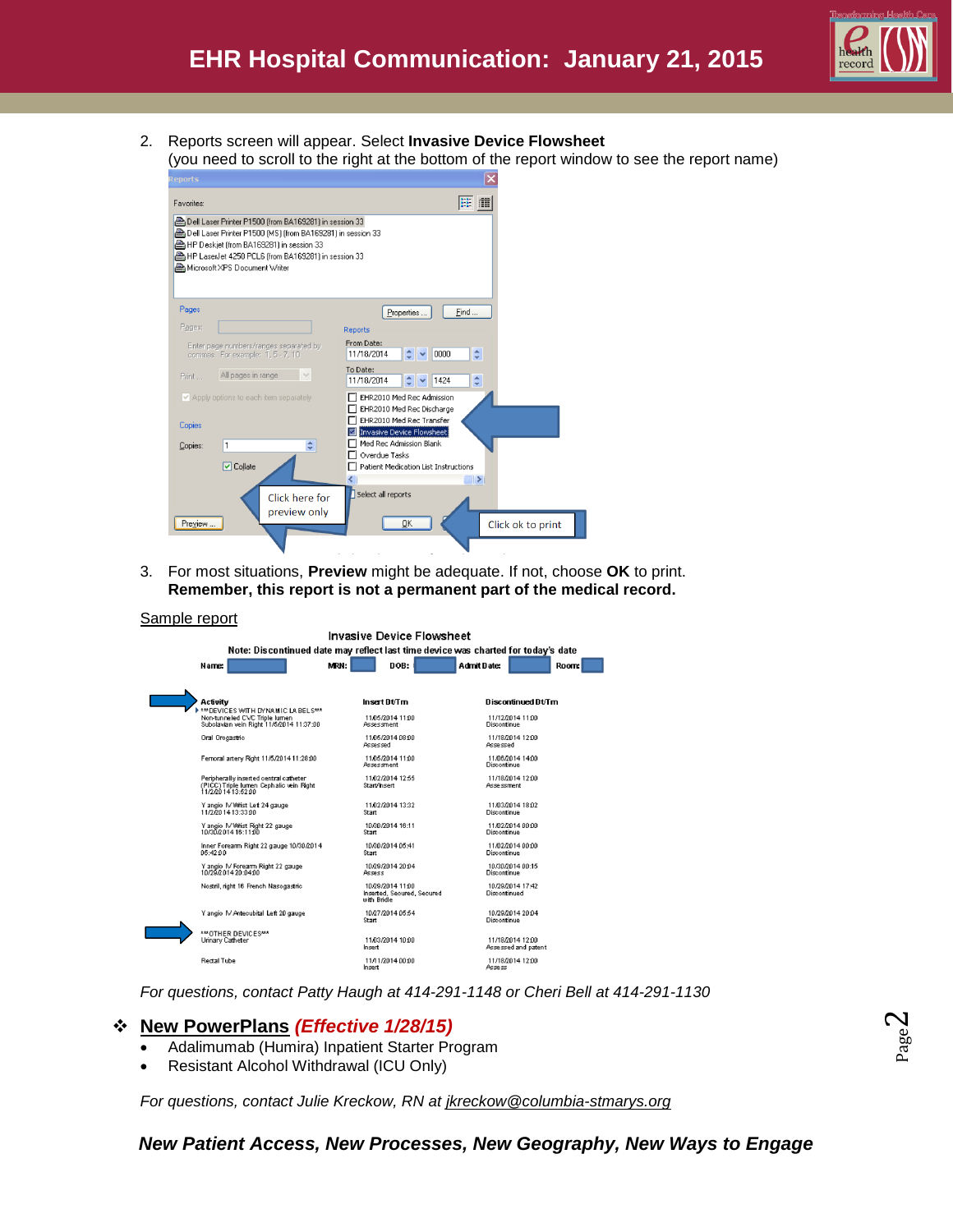2. Reports screen will appear. Select **Invasive Device Flowsheet**
   (you need to scroll to the right at the bottom of the report window to see the report name)

3. For most situations, **Preview** might be adequate. If not, choose **OK** to print.
   **Remember, this report is not a permanent part of the medical record.**

Sample report

For questions, contact Patty Haugh at 414-291-1148 or Cheri Bell at 414-291-1130

## ❖ New PowerPlans *(Effective 1/28/15)*

- Adalimumab (Humira) Inpatient Starter Program
- Resistant Alcohol Withdrawal (ICU Only)

*For questions, contact Julie Kreckow, RN at jkreckow@columbia-stmarys.org*

***New Patient Access, New Processes, New Geography, New Ways to Engage***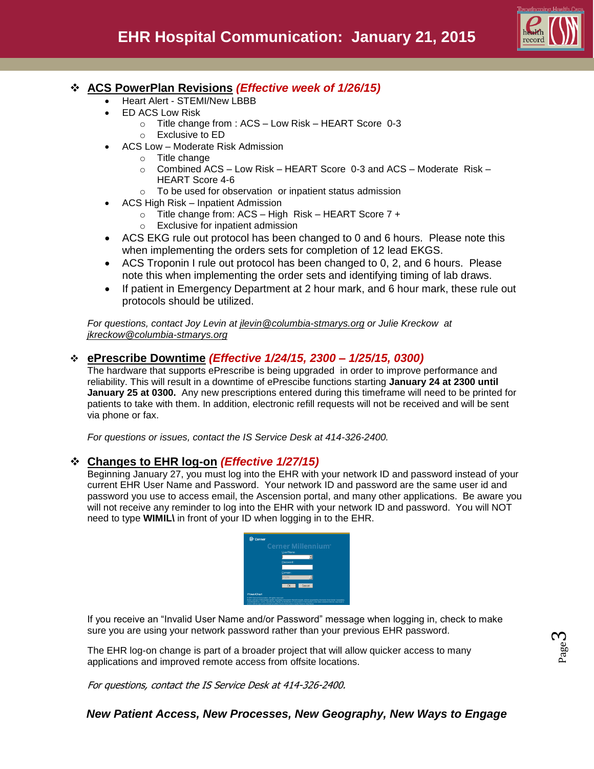# EHR Hospital Communication: January 21, 2015

## ❖ ACS PowerPlan Revisions *(Effective week of 1/26/15)*

- Heart Alert - STEMI/New LBBB
- ED ACS Low Risk
  - Title change from : ACS – Low Risk – HEART Score 0-3
  - Exclusive to ED
- ACS Low – Moderate Risk Admission
  - Title change
  - Combined ACS – Low Risk – HEART Score 0-3 and ACS – Moderate Risk – HEART Score 4-6
  - To be used for observation or inpatient status admission
- ACS High Risk – Inpatient Admission
  - Title change from: ACS – High Risk – HEART Score 7 +
  - Exclusive for inpatient admission
- ACS EKG rule out protocol has been changed to 0 and 6 hours. Please note this when implementing the orders sets for completion of 12 lead EKGS.
- ACS Troponin I rule out protocol has been changed to 0, 2, and 6 hours. Please note this when implementing the order sets and identifying timing of lab draws.
- If patient in Emergency Department at 2 hour mark, and 6 hour mark, these rule out protocols should be utilized.

*For questions, contact Joy Levin at jlevin@columbia-stmarys.org or Julie Kreckow at jkreckow@columbia-stmarys.org*

## ❖ ePrescribe Downtime *(Effective 1/24/15, 2300 – 1/25/15, 0300)*

The hardware that supports ePrescribe is being upgraded in order to improve performance and reliability. This will result in a downtime of ePrescibe functions starting **January 24 at 2300 until January 25 at 0300.** Any new prescriptions entered during this timeframe will need to be printed for patients to take with them. In addition, electronic refill requests will not be received and will be sent via phone or fax.

*For questions or issues, contact the IS Service Desk at 414-326-2400.*

## ❖ Changes to EHR log-on *(Effective 1/27/15)*

Beginning January 27, you must log into the EHR with your network ID and password instead of your current EHR User Name and Password. Your network ID and password are the same user id and password you use to access email, the Ascension portal, and many other applications. Be aware you will not receive any reminder to log into the EHR with your network ID and password. You will NOT need to type **WIMIL\** in front of your ID when logging in to the EHR.

If you receive an "Invalid User Name and/or Password" message when logging in, check to make sure you are using your network password rather than your previous EHR password.

The EHR log-on change is part of a broader project that will allow quicker access to many applications and improved remote access from offsite locations.

*For questions, contact the IS Service Desk at 414-326-2400.*

***New Patient Access, New Processes, New Geography, New Ways to Engage***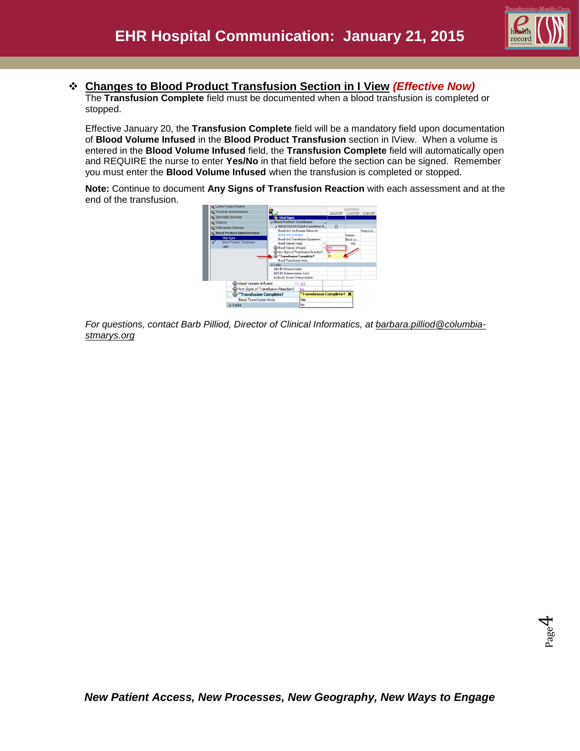# EHR Hospital Communication: January 21, 2015

## ❖ Changes to Blood Product Transfusion Section in I View *(Effective Now)*

The **Transfusion Complete** field must be documented when a blood transfusion is completed or stopped.

Effective January 20, the **Transfusion Complete** field will be a mandatory field upon documentation of **Blood Volume Infused** in the **Blood Product Transfusion** section in IView. When a volume is entered in the **Blood Volume Infused** field, the **Transfusion Complete** field will automatically open and REQUIRE the nurse to enter **Yes/No** in that field before the section can be signed. Remember you must enter the **Blood Volume Infused** when the transfusion is completed or stopped.

**Note:** Continue to document **Any Signs of Transfusion Reaction** with each assessment and at the end of the transfusion.

*For questions, contact Barb Pilliod, Director of Clinical Informatics, at barbara.pilliod@columbia-stmarys.org*

***New Patient Access, New Processes, New Geography, New Ways to Engage***